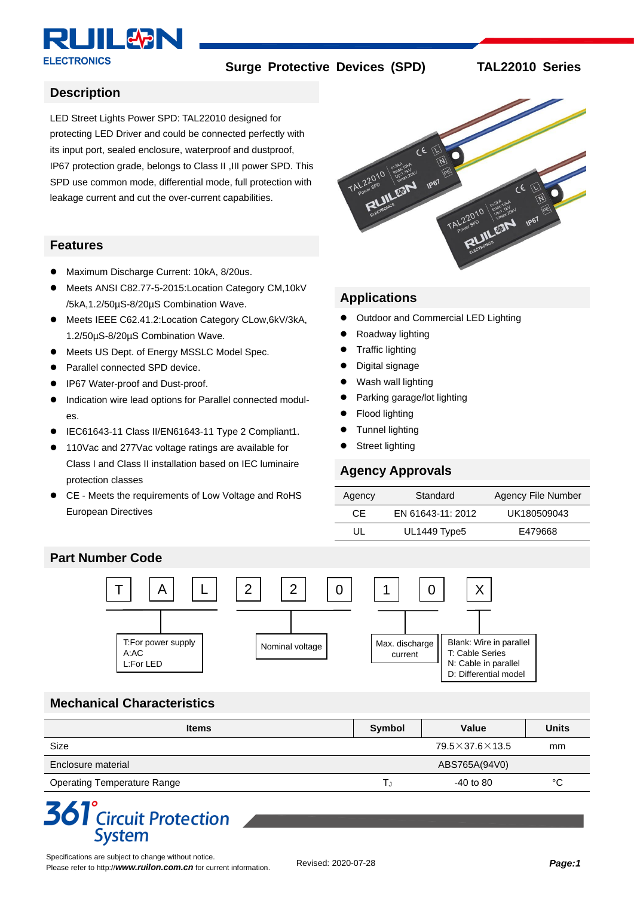RUILON ELECTRONICS

Surge Protective Devices (SPD) TAL22010 Series

## Description

LED Street Lights Power SPD: TAL22010 designed for protecting LED Driver and could be connected perfectly with its input port, sealed enclosure, waterproof and dustproof, IP67 protection grade, belongs to Class II ,III power SPD. This SPD use common mode, differential mode, full protection with leakage current and cut the over-current capabilities.

## Features

- Maximum Discharge Current: 10kA, 8/20us.
- Meets ANSI C82.77-5-2015:Location Category CM,10kV /5kA,1.2/50µS-8/20µS Combination Wave.
- Meets IEEE C62.41.2:Location Category CLow,6kV/3kA, 1.2/50µS-8/20µS Combination Wave.
- Meets US Dept. of Energy MSSLC Model Spec.
- Parallel connected SPD device.
- IP67 Water-proof and Dust-proof.
- Indication wire lead options for Parallel connected modules.
- IEC61643-11 Class II/EN61643-11 Type 2 Compliant1.
- 110Vac and 277Vac voltage ratings are available for Class I and Class II installation based on IEC luminaire protection classes
- CE - Meets the requirements of Low Voltage and RoHS European Directives

## Applications

- Outdoor and Commercial LED Lighting
- Roadway lighting
- Traffic lighting
- Digital signage
- Wash wall lighting
- Parking garage/lot lighting
- Flood lighting
- Tunnel lighting
- Street lighting

## Agency Approvals

| Agency | Standard | Agency File Number |
|---|---|---|
| CE | EN 61643-11: 2012 | UK180509043 |
| UL | UL1449 Type5 | E479668 |

## Part Number Code

T A L 2 2 0 1 0 X

- T A L — T:For power supply; A:AC; L:For LED
- 2 2 0 — Nominal voltage
- 1 0 — Max. discharge current
- X — Blank: Wire in parallel; T: Cable Series; N: Cable in parallel; D: Differential model

## Mechanical Characteristics

| Items | Symbol | Value | Units |
|---|---|---|---|
| Size | | 79.5×37.6×13.5 | mm |
| Enclosure material | | ABS765A(94V0) | |
| Operating Temperature Range | $T_J$ | -40 to 80 | °C |

361° Circuit Protection System

Specifications are subject to change without notice.
Please refer to http://www.ruilon.com.cn for current information.

Revised: 2020-07-28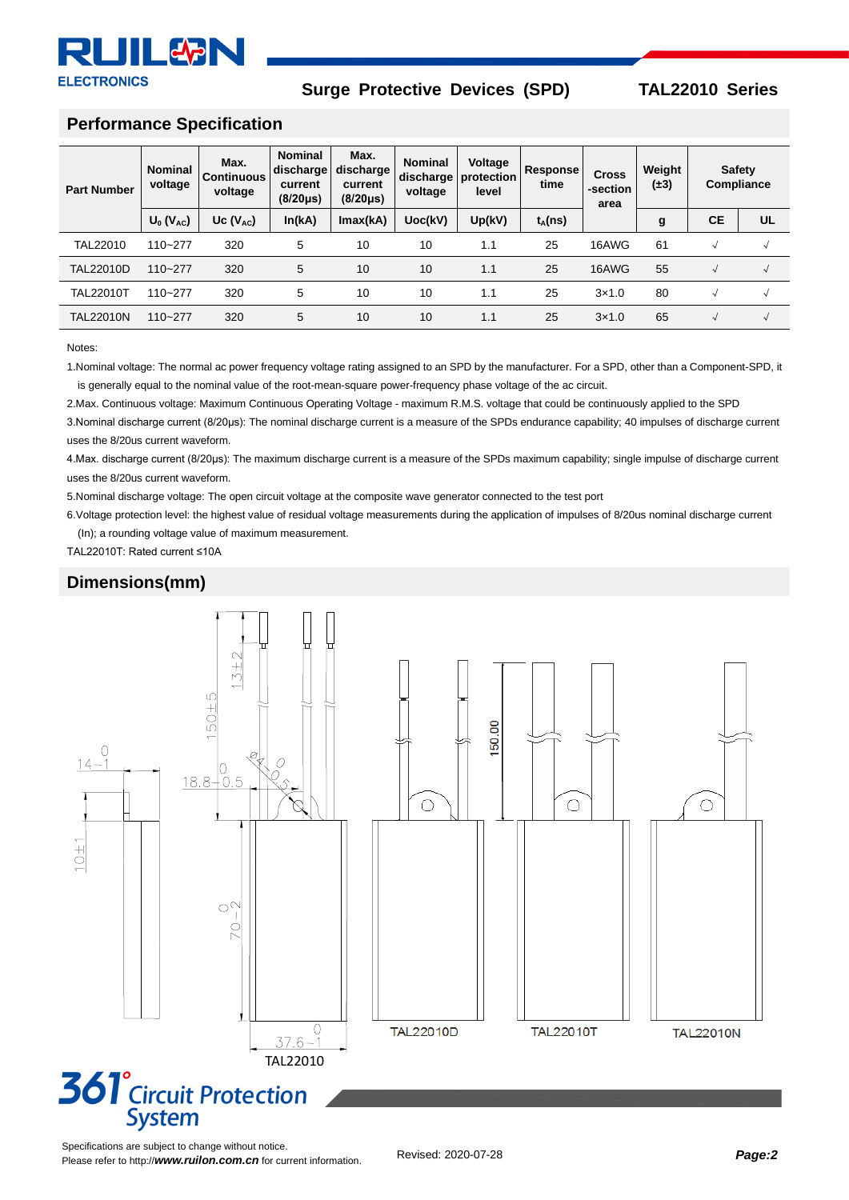## Performance Specification

| Part Number | Nominal voltage | Max. Continuous voltage | Nominal discharge current (8/20μs) | Max. discharge current (8/20μs) | Nominal discharge voltage | Voltage protection level | Response time | Cross -section area | Weight (±3) | Safety Compliance | |
|---|---|---|---|---|---|---|---|---|---|---|---|
| | $U_0$ ($V_{AC}$) | Uc ($V_{AC}$) | In(kA) | Imax(kA) | Uoc(kV) | Up(kV) | $t_A$(ns) | | g | CE | UL |
| TAL22010 | 110~277 | 320 | 5 | 10 | 10 | 1.1 | 25 | 16AWG | 61 | √ | √ |
| TAL22010D | 110~277 | 320 | 5 | 10 | 10 | 1.1 | 25 | 16AWG | 55 | √ | √ |
| TAL22010T | 110~277 | 320 | 5 | 10 | 10 | 1.1 | 25 | 3×1.0 | 80 | √ | √ |
| TAL22010N | 110~277 | 320 | 5 | 10 | 10 | 1.1 | 25 | 3×1.0 | 65 | √ | √ |

Notes:

1.Nominal voltage: The normal ac power frequency voltage rating assigned to an SPD by the manufacturer. For a SPD, other than a Component-SPD, it is generally equal to the nominal value of the root-mean-square power-frequency phase voltage of the ac circuit.

2.Max. Continuous voltage: Maximum Continuous Operating Voltage - maximum R.M.S. voltage that could be continuously applied to the SPD

3.Nominal discharge current (8/20μs): The nominal discharge current is a measure of the SPDs endurance capability; 40 impulses of discharge current uses the 8/20us current waveform.

4.Max. discharge current (8/20μs): The maximum discharge current is a measure of the SPDs maximum capability; single impulse of discharge current uses the 8/20us current waveform.

5.Nominal discharge voltage: The open circuit voltage at the composite wave generator connected to the test port

6.Voltage protection level: the highest value of residual voltage measurements during the application of impulses of 8/20us nominal discharge current (In); a rounding voltage value of maximum measurement.

TAL22010T: Rated current ≤10A

## Dimensions(mm)

TAL22010 TAL22010D TAL22010T TAL22010N

Specifications are subject to change without notice.
Please refer to http://**www.ruilon.com.cn** for current information.

Revised: 2020-07-28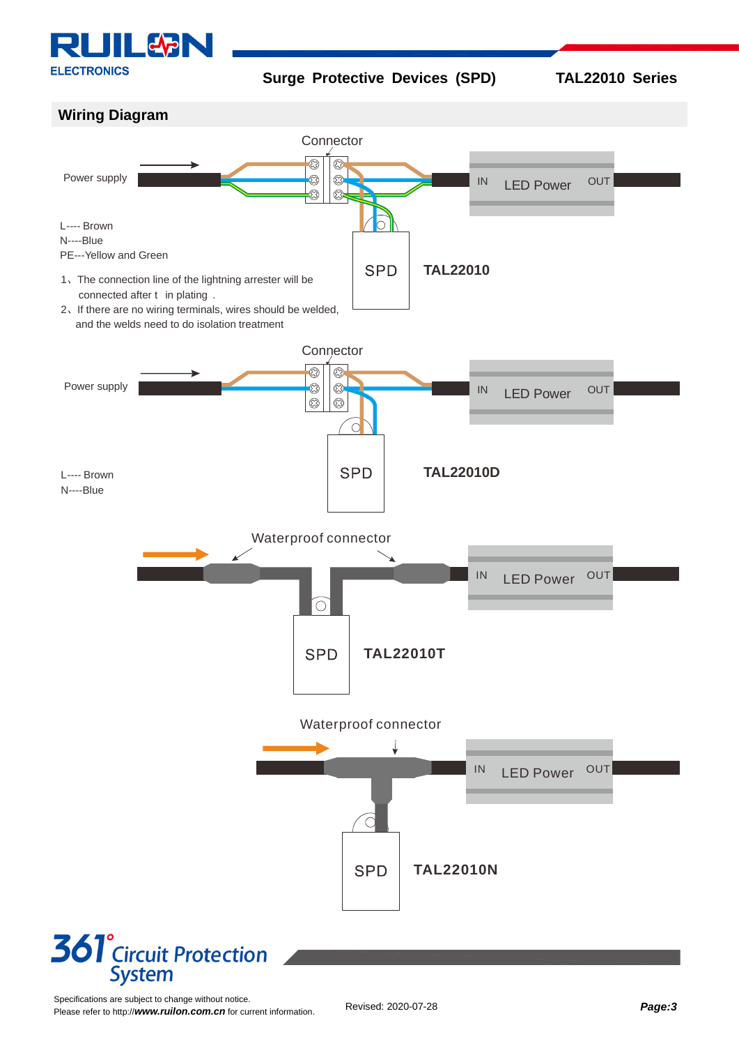## Wiring Diagram

Connector

Power supply

IN LED Power OUT

L---- Brown
N----Blue
PE---Yellow and Green

SPD **TAL22010**

1、The connection line of the lightning arrester will be connected after t in plating .
2、If there are no wiring terminals, wires should be welded, and the welds need to do isolation treatment

Connector

Power supply

IN LED Power OUT

SPD **TAL22010D**

L---- Brown
N----Blue

Waterproof connector

IN LED Power OUT

SPD **TAL22010T**

Waterproof connector

IN LED Power OUT

SPD **TAL22010N**

Specifications are subject to change without notice.
Please refer to http://***www.ruilon.com.cn*** for current information.

Revised: 2020-07-28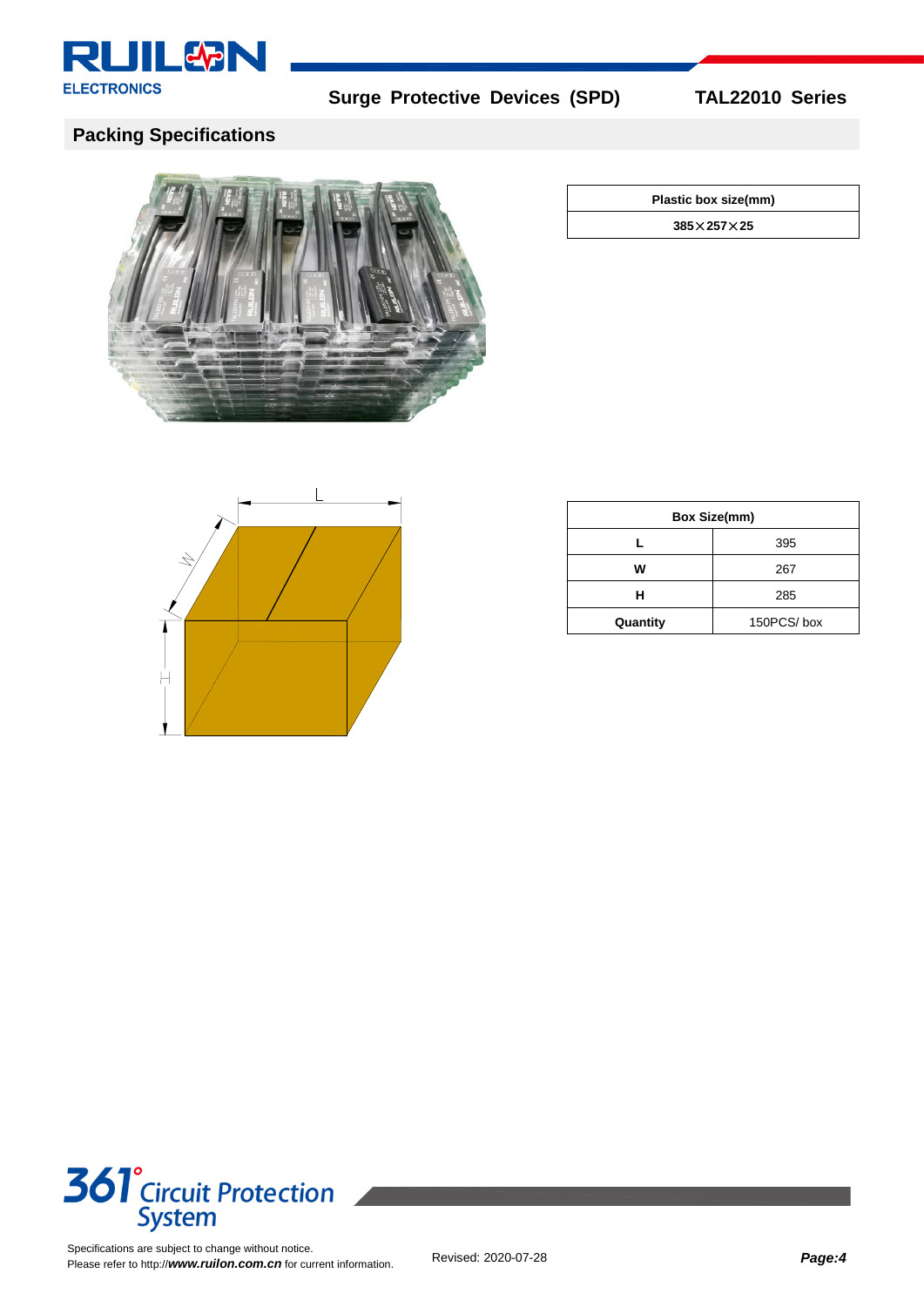## Packing Specifications

| Plastic box size(mm) |
| --- |
| 385×257×25 |

L

W

H

| Box Size(mm) | |
| --- | --- |
| L | 395 |
| W | 267 |
| H | 285 |
| Quantity | 150PCS/ box |

Specifications are subject to change without notice.
Please refer to http://***www.ruilon.com.cn*** for current information.

Revised: 2020-07-28